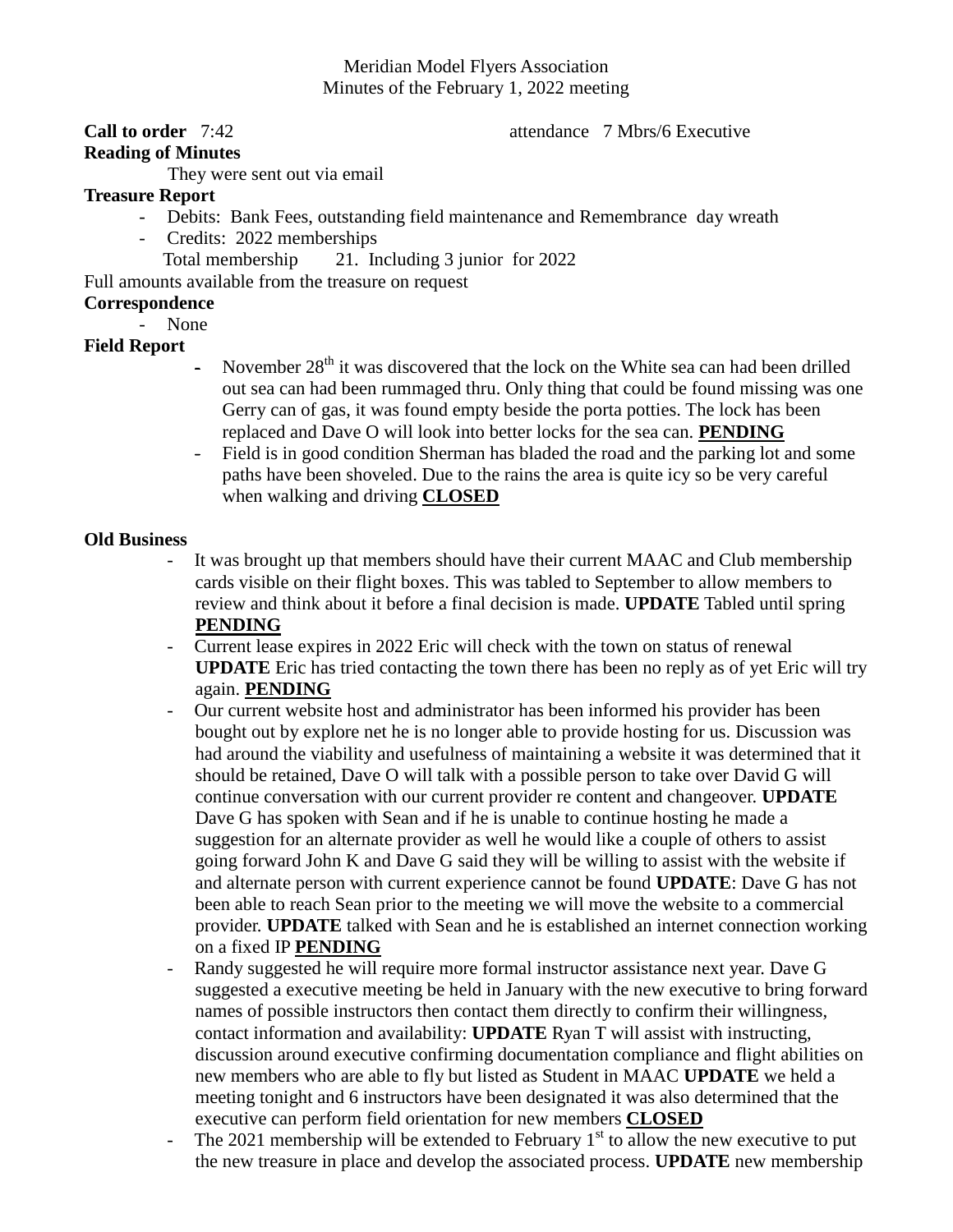Meridian Model Flyers Association
Minutes of the February 1, 2022 meeting

**Call to order** 7:42 attendance 7 Mbrs/6 Executive

**Reading of Minutes**

They were sent out via email

**Treasure Report**

- Debits: Bank Fees, outstanding field maintenance and Remembrance day wreath
- Credits: 2022 memberships

Total membership 21. Including 3 junior for 2022

Full amounts available from the treasure on request

**Correspondence**

- None

**Field Report**

- November 28th it was discovered that the lock on the White sea can had been drilled out sea can had been rummaged thru. Only thing that could be found missing was one Gerry can of gas, it was found empty beside the porta potties. The lock has been replaced and Dave O will look into better locks for the sea can. **PENDING**
- Field is in good condition Sherman has bladed the road and the parking lot and some paths have been shoveled. Due to the rains the area is quite icy so be very careful when walking and driving **CLOSED**

**Old Business**

- It was brought up that members should have their current MAAC and Club membership cards visible on their flight boxes. This was tabled to September to allow members to review and think about it before a final decision is made. **UPDATE** Tabled until spring **PENDING**
- Current lease expires in 2022 Eric will check with the town on status of renewal **UPDATE** Eric has tried contacting the town there has been no reply as of yet Eric will try again. **PENDING**
- Our current website host and administrator has been informed his provider has been bought out by explore net he is no longer able to provide hosting for us. Discussion was had around the viability and usefulness of maintaining a website it was determined that it should be retained, Dave O will talk with a possible person to take over David G will continue conversation with our current provider re content and changeover. **UPDATE** Dave G has spoken with Sean and if he is unable to continue hosting he made a suggestion for an alternate provider as well he would like a couple of others to assist going forward John K and Dave G said they will be willing to assist with the website if and alternate person with current experience cannot be found **UPDATE**: Dave G has not been able to reach Sean prior to the meeting we will move the website to a commercial provider. **UPDATE** talked with Sean and he is established an internet connection working on a fixed IP **PENDING**
- Randy suggested he will require more formal instructor assistance next year. Dave G suggested a executive meeting be held in January with the new executive to bring forward names of possible instructors then contact them directly to confirm their willingness, contact information and availability: **UPDATE** Ryan T will assist with instructing, discussion around executive confirming documentation compliance and flight abilities on new members who are able to fly but listed as Student in MAAC **UPDATE** we held a meeting tonight and 6 instructors have been designated it was also determined that the executive can perform field orientation for new members **CLOSED**
- The 2021 membership will be extended to February 1st to allow the new executive to put the new treasure in place and develop the associated process. **UPDATE** new membership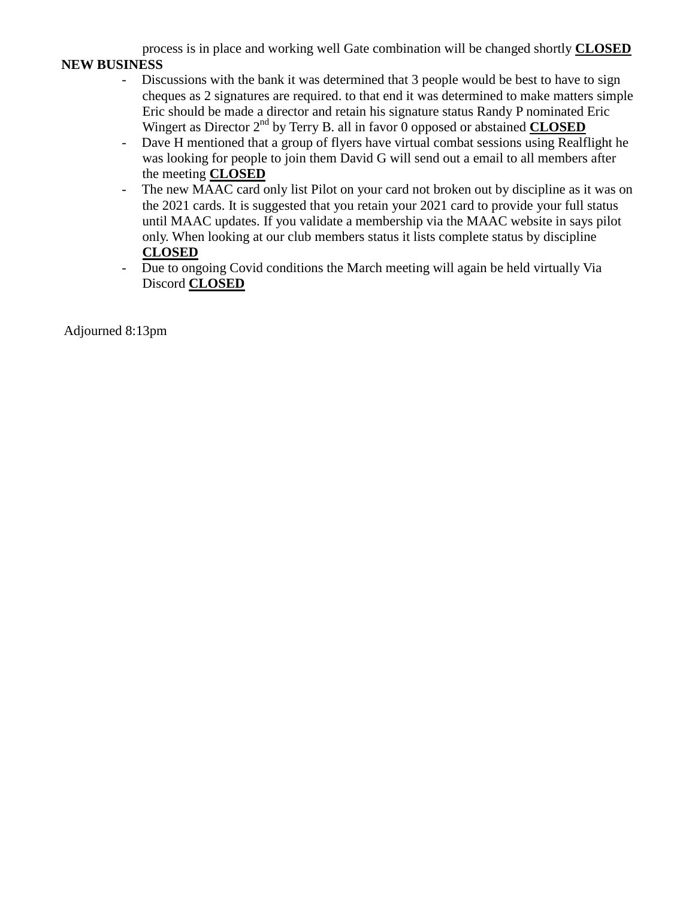process is in place and working well Gate combination will be changed shortly **CLOSED**

**NEW BUSINESS**

- Discussions with the bank it was determined that 3 people would be best to have to sign cheques as 2 signatures are required. to that end it was determined to make matters simple Eric should be made a director and retain his signature status Randy P nominated Eric Wingert as Director 2nd by Terry B. all in favor 0 opposed or abstained **CLOSED**
- Dave H mentioned that a group of flyers have virtual combat sessions using Realflight he was looking for people to join them David G will send out a email to all members after the meeting **CLOSED**
- The new MAAC card only list Pilot on your card not broken out by discipline as it was on the 2021 cards. It is suggested that you retain your 2021 card to provide your full status until MAAC updates. If you validate a membership via the MAAC website in says pilot only. When looking at our club members status it lists complete status by discipline **CLOSED**
- Due to ongoing Covid conditions the March meeting will again be held virtually Via Discord **CLOSED**

Adjourned 8:13pm